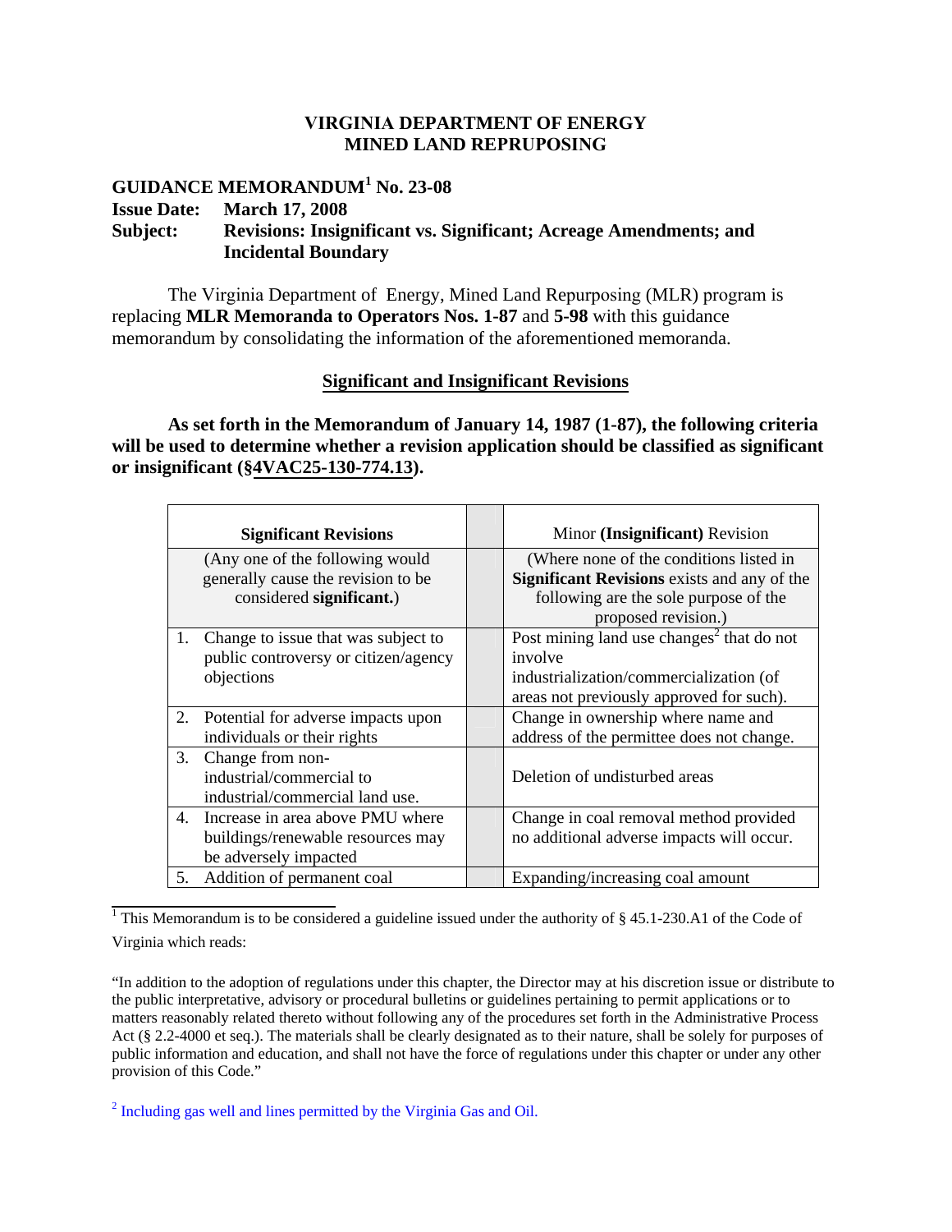**VIRGINIA DEPARTMENT OF ENERGY**
**MINED LAND REPURPOSING**

**GUIDANCE MEMORANDUM[1] No. 23-08**
**Issue Date: March 17, 2008**
**Subject: Revisions: Insignificant vs. Significant; Acreage Amendments; and Incidental Boundary**

The Virginia Department of Energy, Mined Land Repurposing (MLR) program is replacing **MLR Memoranda to Operators Nos. 1-87** and **5-98** with this guidance memorandum by consolidating the information of the aforementioned memoranda.

## Significant and Insignificant Revisions

**As set forth in the Memorandum of January 14, 1987 (1-87), the following criteria will be used to determine whether a revision application should be classified as significant or insignificant (§4VAC25-130-774.13).**

| Significant Revisions | | Minor (Insignificant) Revision |
|---|---|---|
| (Any one of the following would generally cause the revision to be considered **significant.**) | | (Where none of the conditions listed in **Significant Revisions** exists and any of the following are the sole purpose of the proposed revision.) |
| 1. Change to issue that was subject to public controversy or citizen/agency objections | | Post mining land use changes[2] that do not involve industrialization/commercialization (of areas not previously approved for such). |
| 2. Potential for adverse impacts upon individuals or their rights | | Change in ownership where name and address of the permittee does not change. |
| 3. Change from non-industrial/commercial to industrial/commercial land use. | | Deletion of undisturbed areas |
| 4. Increase in area above PMU where buildings/renewable resources may be adversely impacted | | Change in coal removal method provided no additional adverse impacts will occur. |
| 5. Addition of permanent coal | | Expanding/increasing coal amount |

[1] This Memorandum is to be considered a guideline issued under the authority of § 45.1-230.A1 of the Code of Virginia which reads:

"In addition to the adoption of regulations under this chapter, the Director may at his discretion issue or distribute to the public interpretative, advisory or procedural bulletins or guidelines pertaining to permit applications or to matters reasonably related thereto without following any of the procedures set forth in the Administrative Process Act (§ 2.2-4000 et seq.). The materials shall be clearly designated as to their nature, shall be solely for purposes of public information and education, and shall not have the force of regulations under this chapter or under any other provision of this Code."

[2] Including gas well and lines permitted by the Virginia Gas and Oil.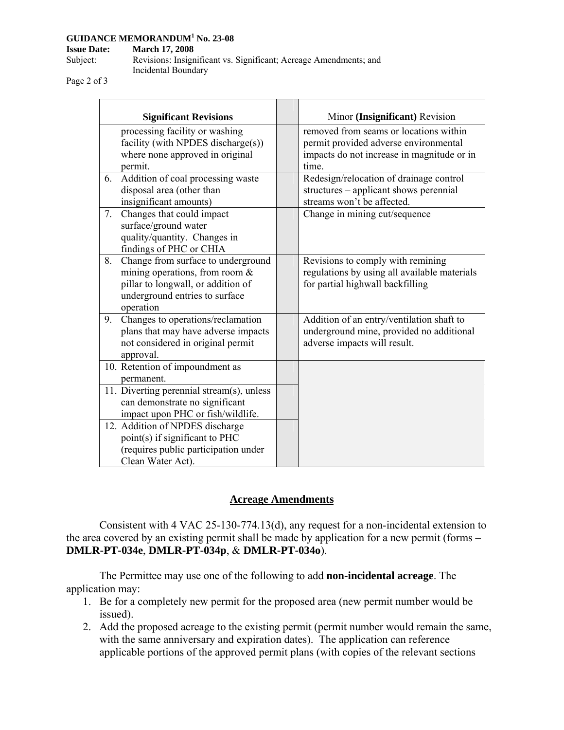| Significant Revisions | | Minor **(Insignificant)** Revision |
|---|---|---|
| processing facility or washing facility (with NPDES discharge(s)) where none approved in original permit. | | removed from seams or locations within permit provided adverse environmental impacts do not increase in magnitude or in time. |
| 6. Addition of coal processing waste disposal area (other than insignificant amounts) | | Redesign/relocation of drainage control structures – applicant shows perennial streams won't be affected. |
| 7. Changes that could impact surface/ground water quality/quantity. Changes in findings of PHC or CHIA | | Change in mining cut/sequence |
| 8. Change from surface to underground mining operations, from room & pillar to longwall, or addition of underground entries to surface operation | | Revisions to comply with remining regulations by using all available materials for partial highwall backfilling |
| 9. Changes to operations/reclamation plans that may have adverse impacts not considered in original permit approval. | | Addition of an entry/ventilation shaft to underground mine, provided no additional adverse impacts will result. |
| 10. Retention of impoundment as permanent. | | |
| 11. Diverting perennial stream(s), unless can demonstrate no significant impact upon PHC or fish/wildlife. | | |
| 12. Addition of NPDES discharge point(s) if significant to PHC (requires public participation under Clean Water Act). | | |

## Acreage Amendments

Consistent with 4 VAC 25-130-774.13(d), any request for a non-incidental extension to the area covered by an existing permit shall be made by application for a new permit (forms – **DMLR-PT-034e**, **DMLR-PT-034p**, & **DMLR-PT-034o**).

The Permittee may use one of the following to add **non-incidental acreage**. The application may:

1. Be for a completely new permit for the proposed area (new permit number would be issued).
2. Add the proposed acreage to the existing permit (permit number would remain the same, with the same anniversary and expiration dates). The application can reference applicable portions of the approved permit plans (with copies of the relevant sections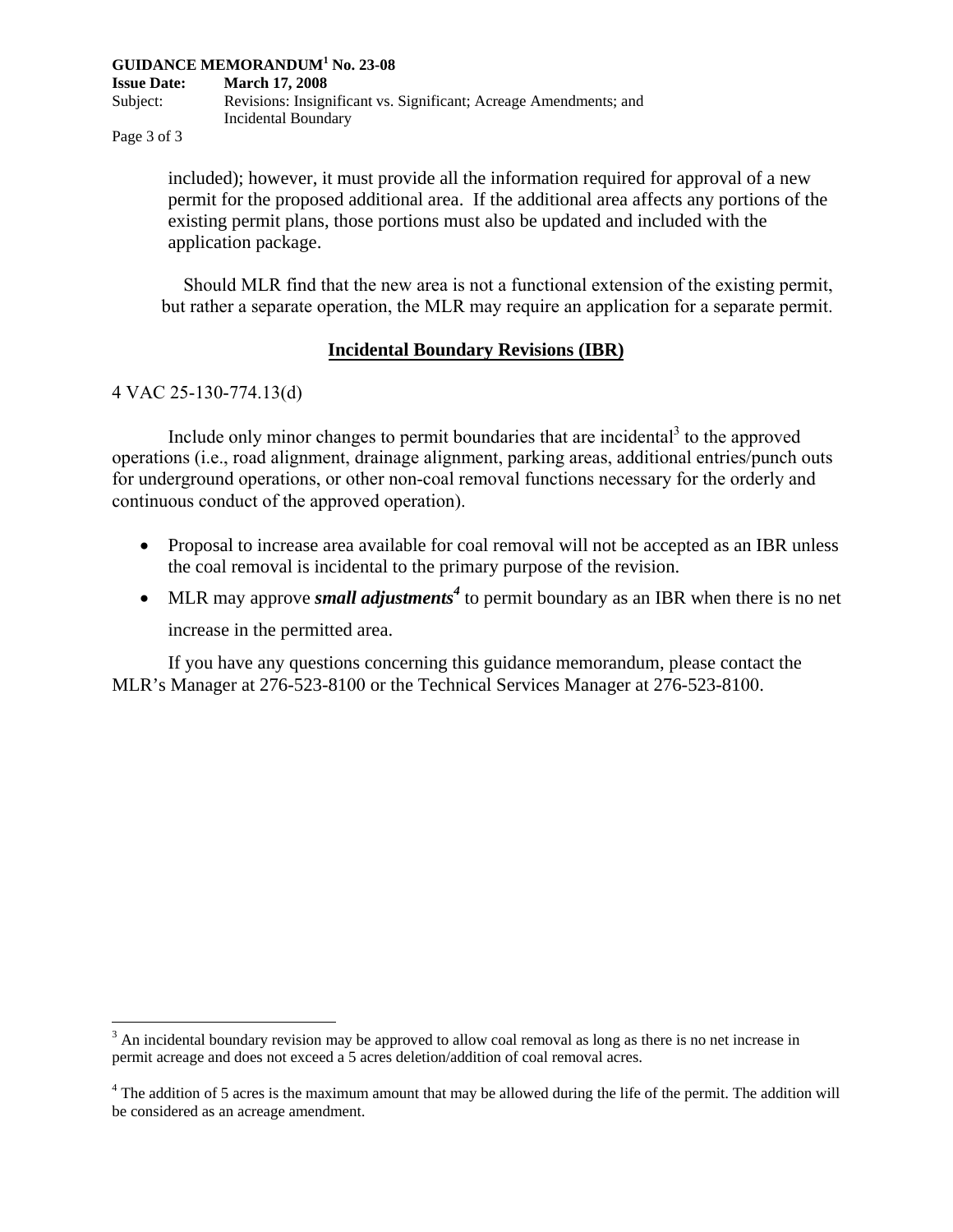included); however, it must provide all the information required for approval of a new permit for the proposed additional area. If the additional area affects any portions of the existing permit plans, those portions must also be updated and included with the application package.

Should MLR find that the new area is not a functional extension of the existing permit, but rather a separate operation, the MLR may require an application for a separate permit.

## Incidental Boundary Revisions (IBR)

4 VAC 25-130-774.13(d)

Include only minor changes to permit boundaries that are incidental[3] to the approved operations (i.e., road alignment, drainage alignment, parking areas, additional entries/punch outs for underground operations, or other non-coal removal functions necessary for the orderly and continuous conduct of the approved operation).

- Proposal to increase area available for coal removal will not be accepted as an IBR unless the coal removal is incidental to the primary purpose of the revision.
- MLR may approve ***small adjustments***[4] to permit boundary as an IBR when there is no net increase in the permitted area.

If you have any questions concerning this guidance memorandum, please contact the MLR's Manager at 276-523-8100 or the Technical Services Manager at 276-523-8100.

---

[3] An incidental boundary revision may be approved to allow coal removal as long as there is no net increase in permit acreage and does not exceed a 5 acres deletion/addition of coal removal acres.

[4] The addition of 5 acres is the maximum amount that may be allowed during the life of the permit. The addition will be considered as an acreage amendment.